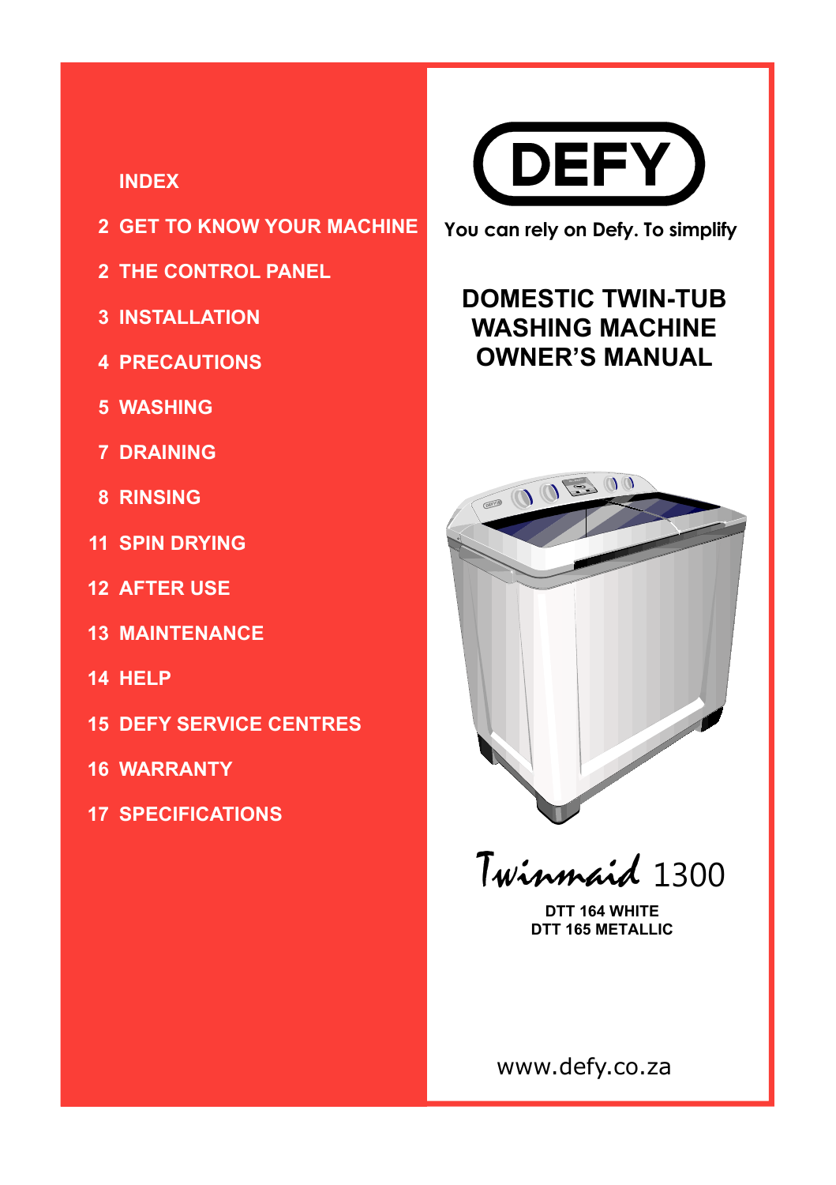# DEFY

You can rely on Defy. To simplify

# DOMESTIC TWIN-TUB WASHING MACHINE OWNER'S MANUAL

Twinmaid 1300

**DTT 164 WHITE**
**DTT 165 METALLIC**

www.defy.co.za

## INDEX

- 2 GET TO KNOW YOUR MACHINE
- 2 THE CONTROL PANEL
- 3 INSTALLATION
- 4 PRECAUTIONS
- 5 WASHING
- 7 DRAINING
- 8 RINSING
- 11 SPIN DRYING
- 12 AFTER USE
- 13 MAINTENANCE
- 14 HELP
- 15 DEFY SERVICE CENTRES
- 16 WARRANTY
- 17 SPECIFICATIONS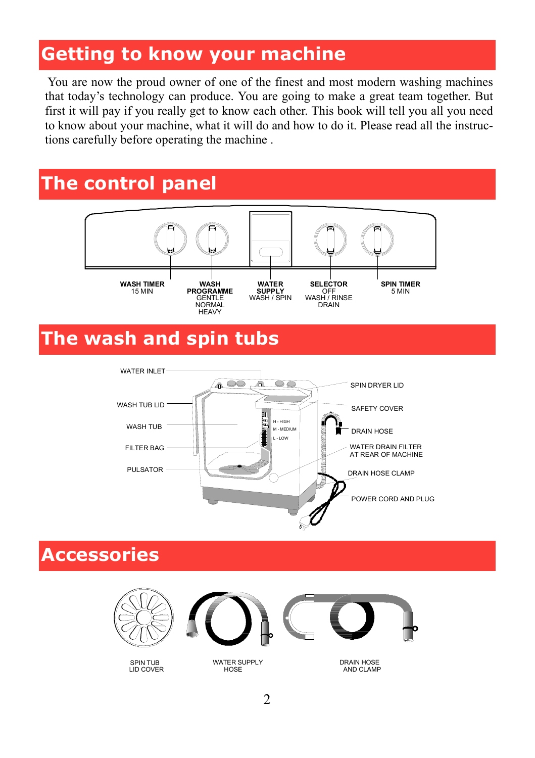# Getting to know your machine

You are now the proud owner of one of the finest and most modern washing machines that today's technology can produce. You are going to make a great team together. But first it will pay if you really get to know each other. This book will tell you all you need to know about your machine, what it will do and how to do it. Please read all the instructions carefully before operating the machine .

# The control panel

**WASH TIMER**
15 MIN

**WASH PROGRAMME**
GENTLE
NORMAL
HEAVY

**WATER SUPPLY**
WASH / SPIN

**SELECTOR**
OFF
WASH / RINSE
DRAIN

**SPIN TIMER**
5 MIN

# The wash and spin tubs

WATER INLET

WASH TUB LID

WASH TUB

FILTER BAG

PULSATOR

H - HIGH

M - MEDIUM

L - LOW

SPIN DRYER LID

SAFETY COVER

DRAIN HOSE

WATER DRAIN FILTER AT REAR OF MACHINE

DRAIN HOSE CLAMP

POWER CORD AND PLUG

# Accessories

SPIN TUB LID COVER

WATER SUPPLY HOSE

DRAIN HOSE AND CLAMP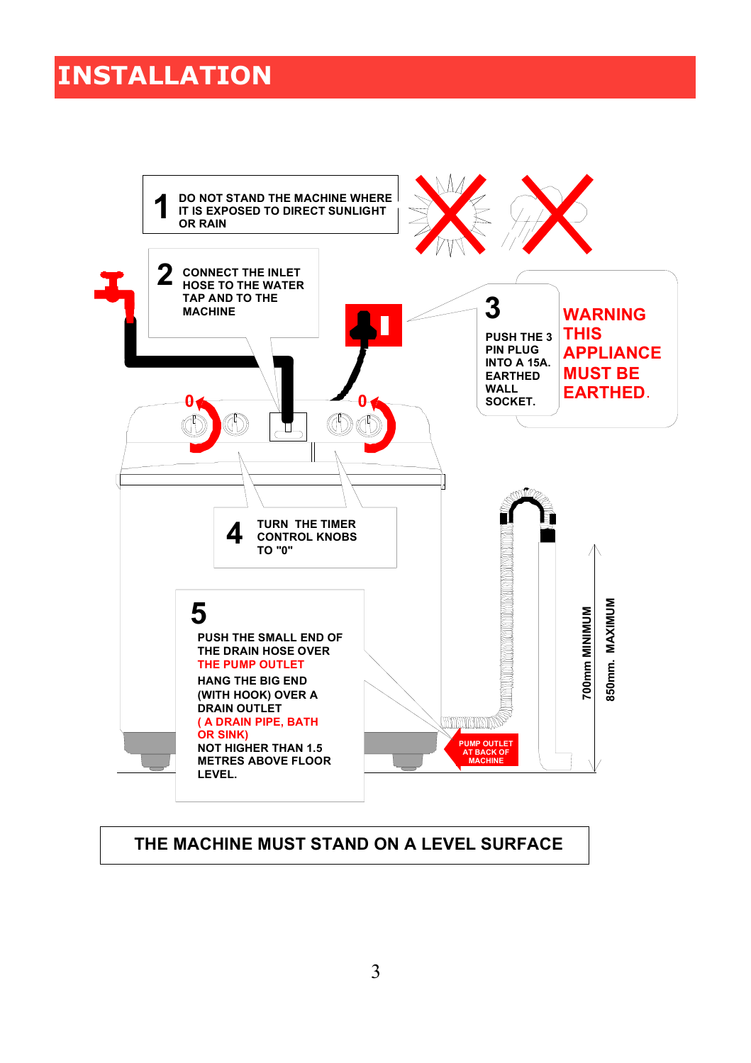# INSTALLATION

**1** DO NOT STAND THE MACHINE WHERE IT IS EXPOSED TO DIRECT SUNLIGHT OR RAIN

**2** CONNECT THE INLET HOSE TO THE WATER TAP AND TO THE MACHINE

**3** PUSH THE 3 PIN PLUG INTO A 15A. EARTHED WALL SOCKET.

**WARNING THIS APPLIANCE MUST BE EARTHED.**

0

0

**4** TURN THE TIMER CONTROL KNOBS TO "0"

**5** PUSH THE SMALL END OF THE DRAIN HOSE OVER THE PUMP OUTLET

HANG THE BIG END (WITH HOOK) OVER A DRAIN OUTLET ( A DRAIN PIPE, BATH OR SINK) NOT HIGHER THAN 1.5 METRES ABOVE FLOOR LEVEL.

PUMP OUTLET AT BACK OF MACHINE

700mm MINIMUM

850mm. MAXIMUM

**THE MACHINE MUST STAND ON A LEVEL SURFACE**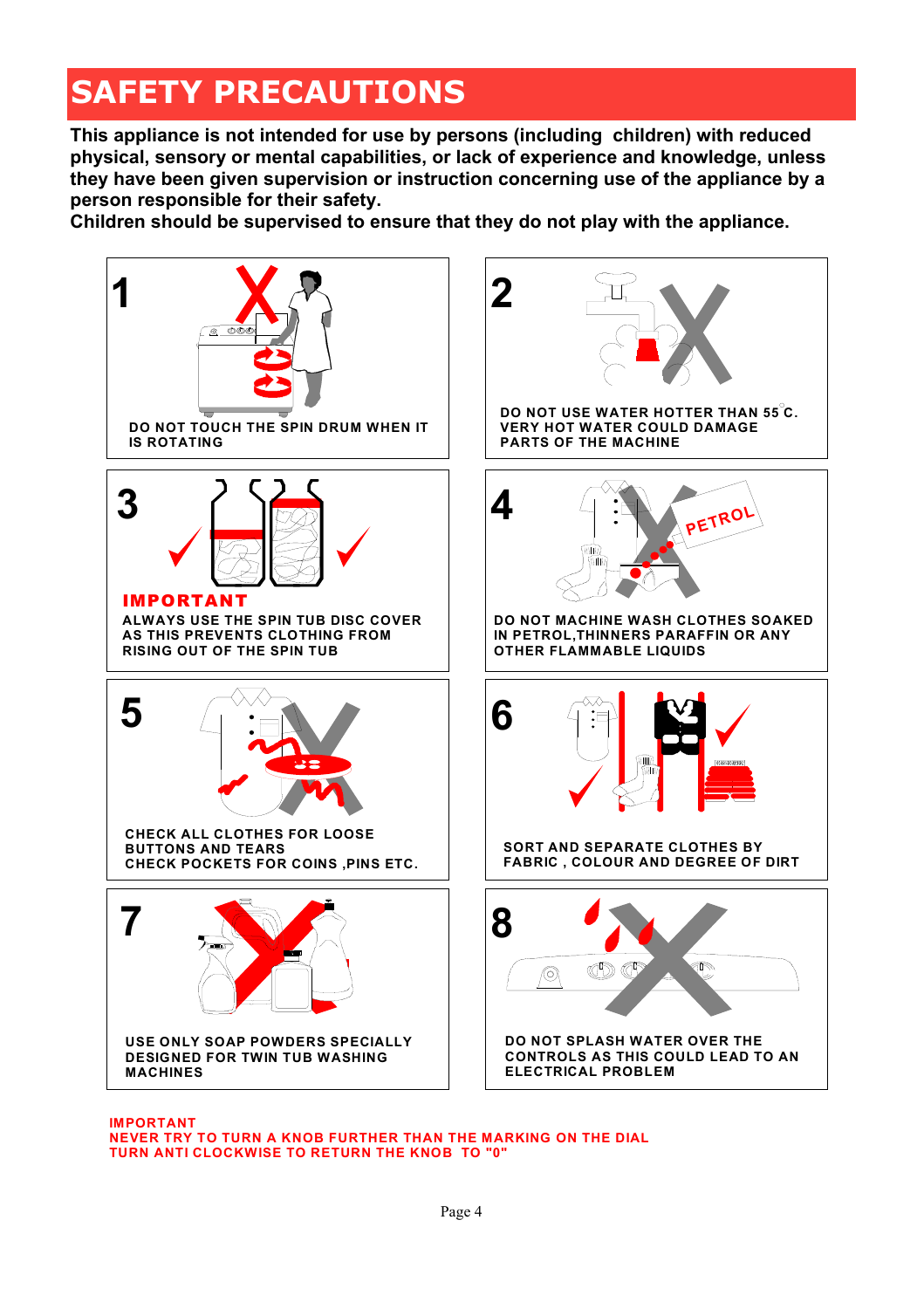# SAFETY PRECAUTIONS

**This appliance is not intended for use by persons (including children) with reduced physical, sensory or mental capabilities, or lack of experience and knowledge, unless they have been given supervision or instruction concerning use of the appliance by a person responsible for their safety.**
**Children should be supervised to ensure that they do not play with the appliance.**

**1**
DO NOT TOUCH THE SPIN DRUM WHEN IT IS ROTATING

**2**
DO NOT USE WATER HOTTER THAN 55°C. VERY HOT WATER COULD DAMAGE PARTS OF THE MACHINE

**3**
**IMPORTANT**
ALWAYS USE THE SPIN TUB DISC COVER AS THIS PREVENTS CLOTHING FROM RISING OUT OF THE SPIN TUB

**4**
PETROL
DO NOT MACHINE WASH CLOTHES SOAKED IN PETROL,THINNERS PARAFFIN OR ANY OTHER FLAMMABLE LIQUIDS

**5**
CHECK ALL CLOTHES FOR LOOSE BUTTONS AND TEARS
CHECK POCKETS FOR COINS ,PINS ETC.

**6**
SORT AND SEPARATE CLOTHES BY FABRIC , COLOUR AND DEGREE OF DIRT

**7**
USE ONLY SOAP POWDERS SPECIALLY DESIGNED FOR TWIN TUB WASHING MACHINES

**8**
DO NOT SPLASH WATER OVER THE CONTROLS AS THIS COULD LEAD TO AN ELECTRICAL PROBLEM

**IMPORTANT**
**NEVER TRY TO TURN A KNOB FURTHER THAN THE MARKING ON THE DIAL**
**TURN ANTI CLOCKWISE TO RETURN THE KNOB TO "0"**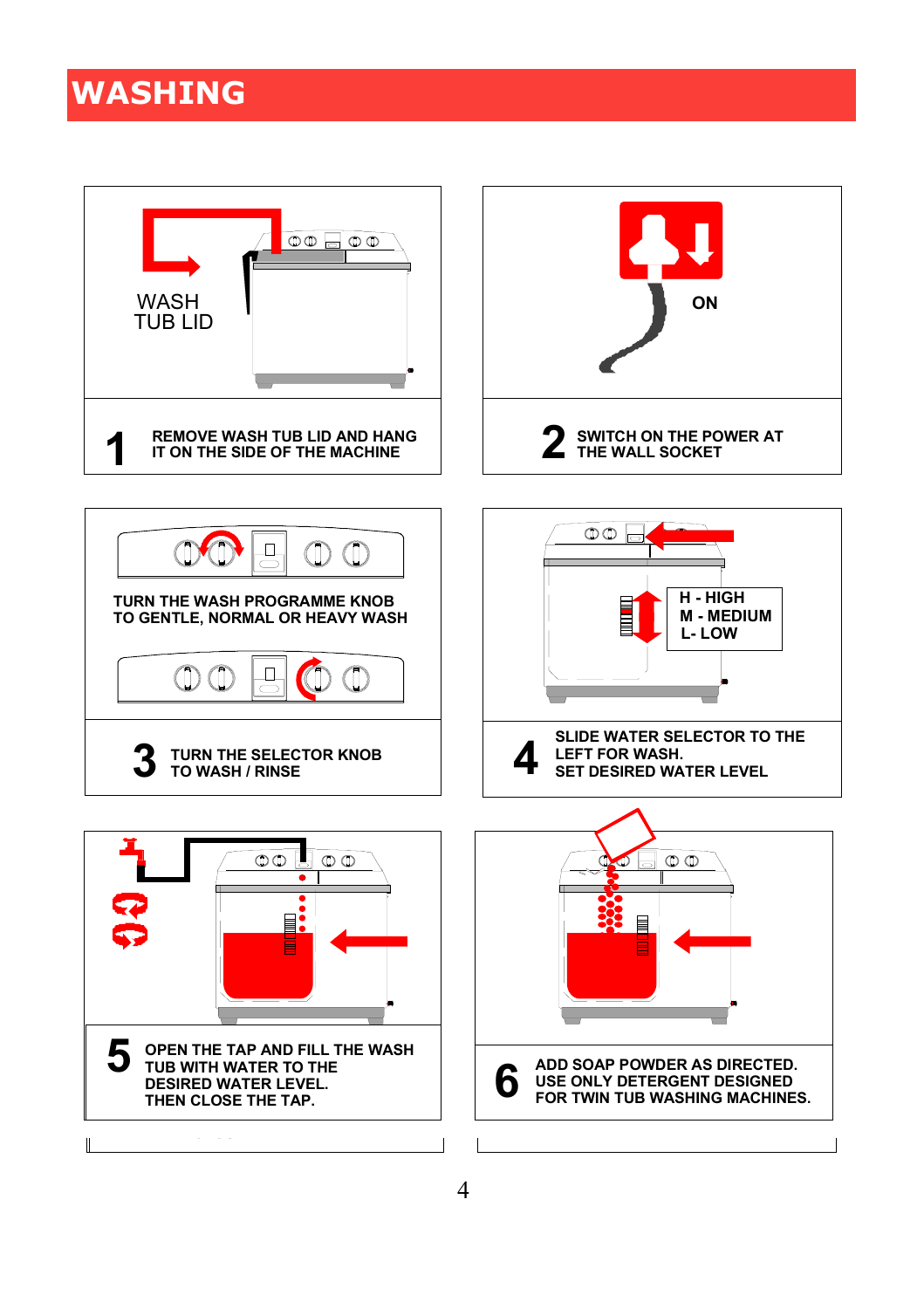# WASHING

WASH TUB LID

**1** REMOVE WASH TUB LID AND HANG IT ON THE SIDE OF THE MACHINE

ON

**2** SWITCH ON THE POWER AT THE WALL SOCKET

TURN THE WASH PROGRAMME KNOB TO GENTLE, NORMAL OR HEAVY WASH

**3** TURN THE SELECTOR KNOB TO WASH / RINSE

H - HIGH
M - MEDIUM
L- LOW

**4** SLIDE WATER SELECTOR TO THE LEFT FOR WASH. SET DESIRED WATER LEVEL

**5** OPEN THE TAP AND FILL THE WASH TUB WITH WATER TO THE DESIRED WATER LEVEL. THEN CLOSE THE TAP.

**6** ADD SOAP POWDER AS DIRECTED. USE ONLY DETERGENT DESIGNED FOR TWIN TUB WASHING MACHINES.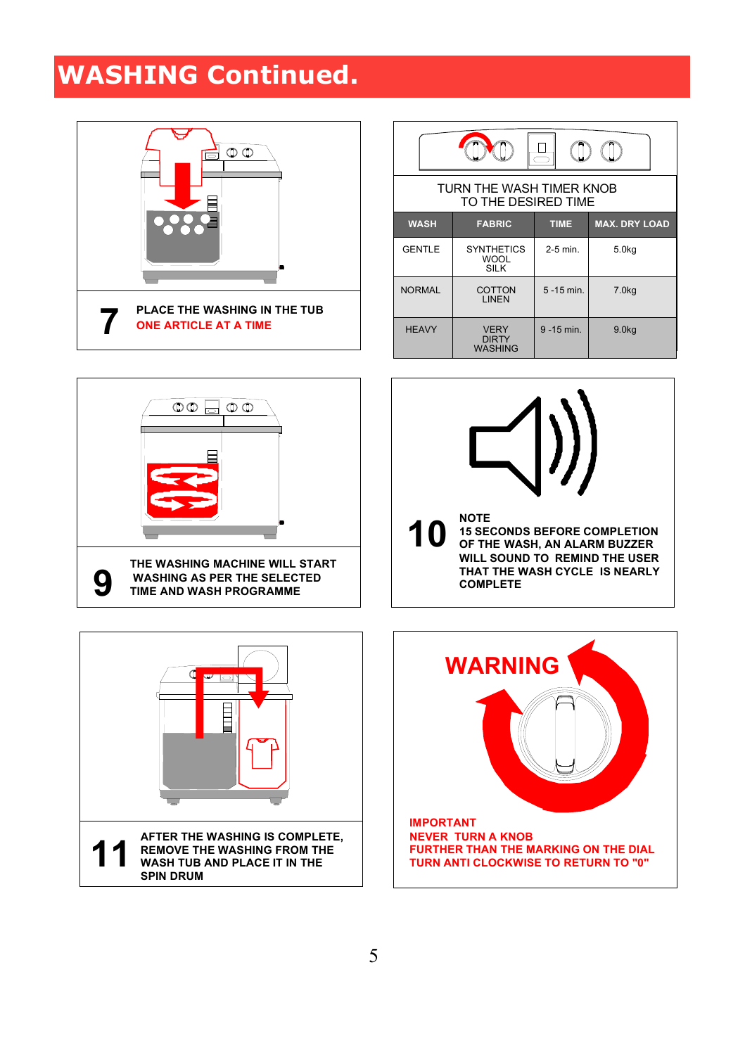# WASHING Continued.

**7** **PLACE THE WASHING IN THE TUB**
**ONE ARTICLE AT A TIME**

TURN THE WASH TIMER KNOB TO THE DESIRED TIME

| WASH | FABRIC | TIME | MAX. DRY LOAD |
|---|---|---|---|
| GENTLE | SYNTHETICS WOOL SILK | 2-5 min. | 5.0kg |
| NORMAL | COTTON LINEN | 5 -15 min. | 7.0kg |
| HEAVY | VERY DIRTY WASHING | 9 -15 min. | 9.0kg |

**9** **THE WASHING MACHINE WILL START WASHING AS PER THE SELECTED TIME AND WASH PROGRAMME**

**10** **NOTE**
**15 SECONDS BEFORE COMPLETION OF THE WASH, AN ALARM BUZZER WILL SOUND TO REMIND THE USER THAT THE WASH CYCLE IS NEARLY COMPLETE**

**11** **AFTER THE WASHING IS COMPLETE, REMOVE THE WASHING FROM THE WASH TUB AND PLACE IT IN THE SPIN DRUM**

**WARNING**

**IMPORTANT**
**NEVER TURN A KNOB FURTHER THAN THE MARKING ON THE DIAL TURN ANTI CLOCKWISE TO RETURN TO "0"**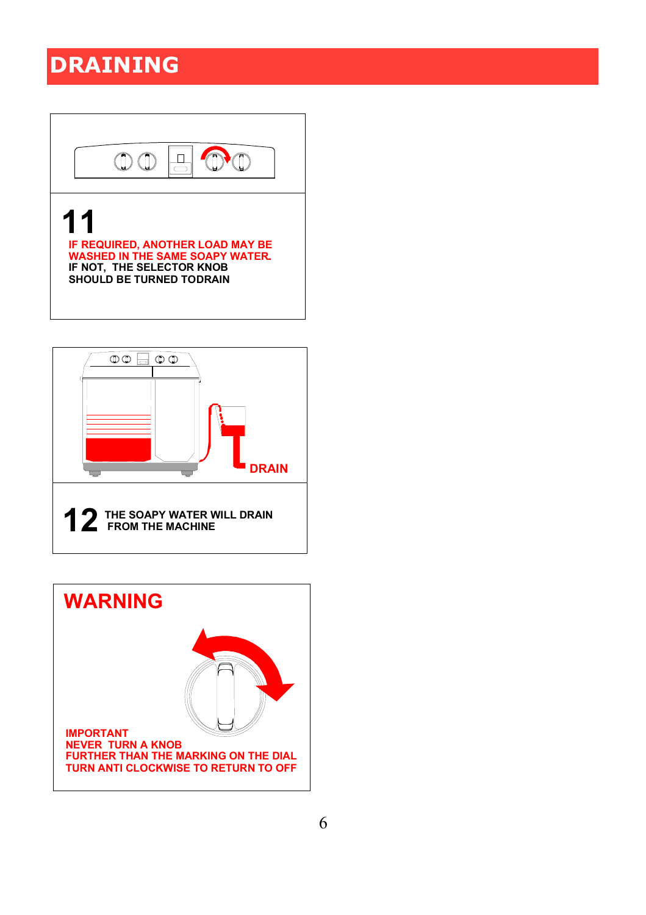# DRAINING

**11**

IF REQUIRED, ANOTHER LOAD MAY BE WASHED IN THE SAME SOAPY WATER.
IF NOT, THE SELECTOR KNOB SHOULD BE TURNED TODRAIN

DRAIN

**12** THE SOAPY WATER WILL DRAIN FROM THE MACHINE

## WARNING

IMPORTANT
NEVER TURN A KNOB
FURTHER THAN THE MARKING ON THE DIAL
TURN ANTI CLOCKWISE TO RETURN TO OFF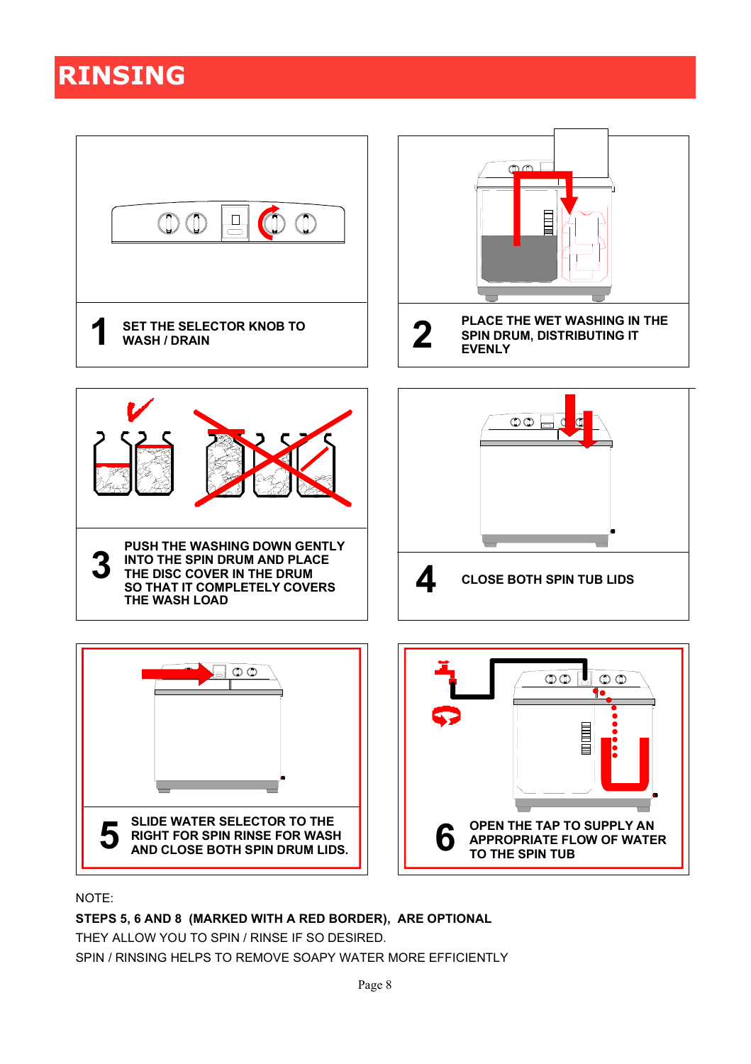# RINSING

**1** SET THE SELECTOR KNOB TO WASH / DRAIN

**2** PLACE THE WET WASHING IN THE SPIN DRUM, DISTRIBUTING IT EVENLY

**3** PUSH THE WASHING DOWN GENTLY INTO THE SPIN DRUM AND PLACE THE DISC COVER IN THE DRUM SO THAT IT COMPLETELY COVERS THE WASH LOAD

**4** CLOSE BOTH SPIN TUB LIDS

**5** SLIDE WATER SELECTOR TO THE RIGHT FOR SPIN RINSE FOR WASH AND CLOSE BOTH SPIN DRUM LIDS.

**6** OPEN THE TAP TO SUPPLY AN APPROPRIATE FLOW OF WATER TO THE SPIN TUB

NOTE:

**STEPS 5, 6 AND 8 (MARKED WITH A RED BORDER), ARE OPTIONAL**

THEY ALLOW YOU TO SPIN / RINSE IF SO DESIRED.

SPIN / RINSING HELPS TO REMOVE SOAPY WATER MORE EFFICIENTLY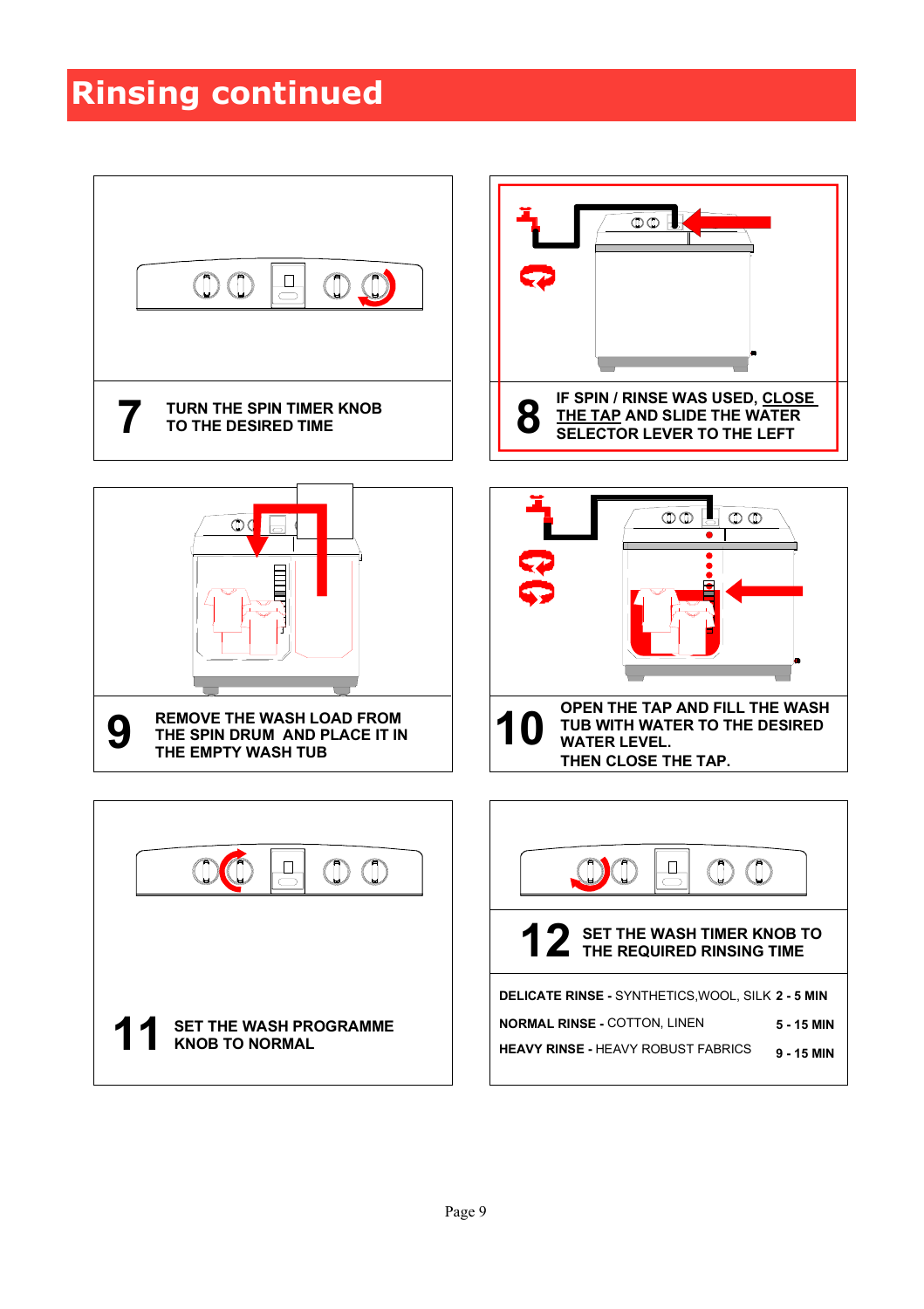# Rinsing continued

**7** TURN THE SPIN TIMER KNOB TO THE DESIRED TIME

**8** IF SPIN / RINSE WAS USED, CLOSE THE TAP AND SLIDE THE WATER SELECTOR LEVER TO THE LEFT

**9** REMOVE THE WASH LOAD FROM THE SPIN DRUM AND PLACE IT IN THE EMPTY WASH TUB

**10** OPEN THE TAP AND FILL THE WASH TUB WITH WATER TO THE DESIRED WATER LEVEL.
THEN CLOSE THE TAP.

**11** SET THE WASH PROGRAMME KNOB TO NORMAL

**12** SET THE WASH TIMER KNOB TO THE REQUIRED RINSING TIME

| | |
|---|---|
| **DELICATE RINSE -** SYNTHETICS,WOOL, SILK | **2 - 5 MIN** |
| **NORMAL RINSE -** COTTON, LINEN | **5 - 15 MIN** |
| **HEAVY RINSE -** HEAVY ROBUST FABRICS | **9 - 15 MIN** |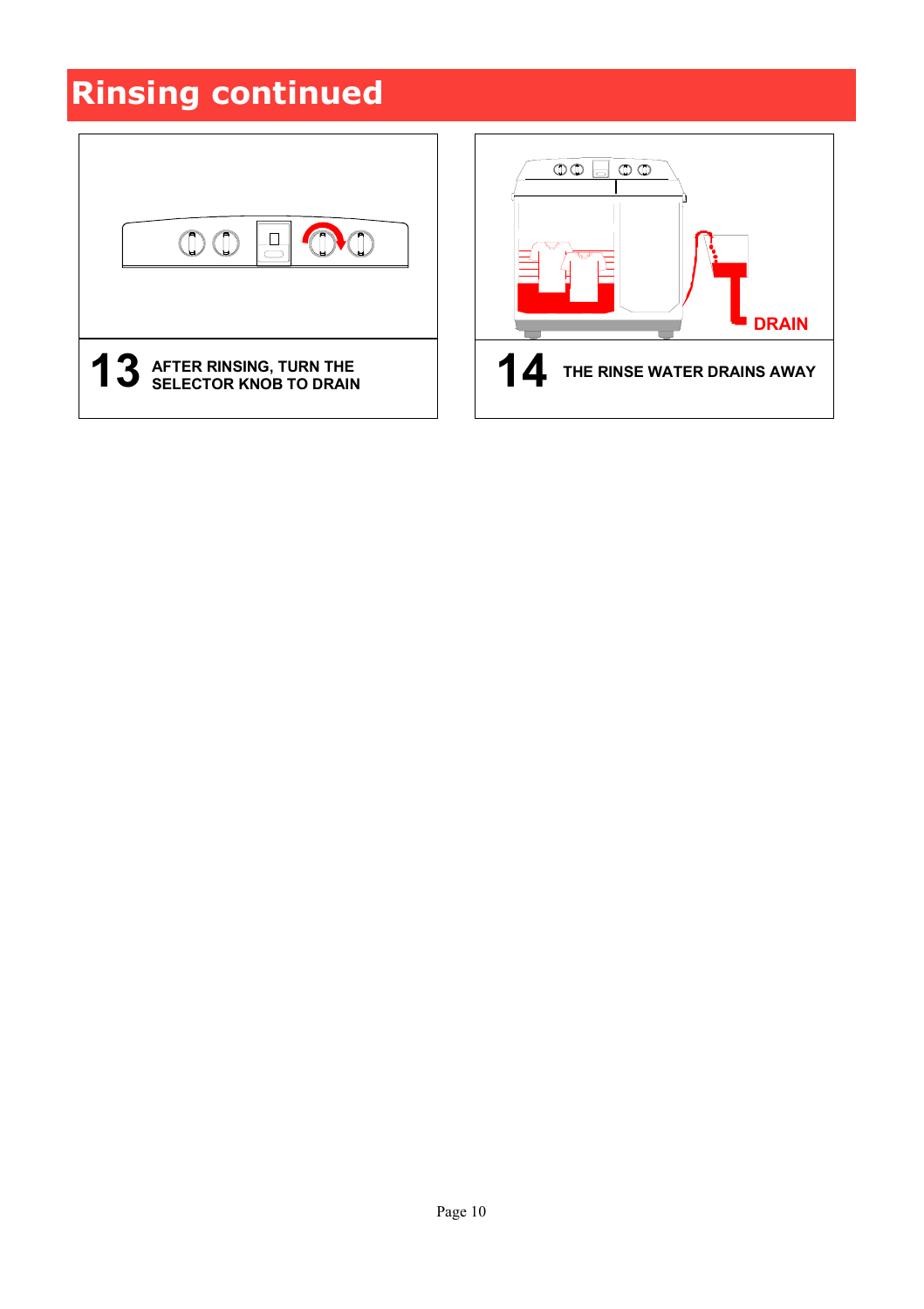# Rinsing continued

**13** AFTER RINSING, TURN THE SELECTOR KNOB TO DRAIN

DRAIN

**14** THE RINSE WATER DRAINS AWAY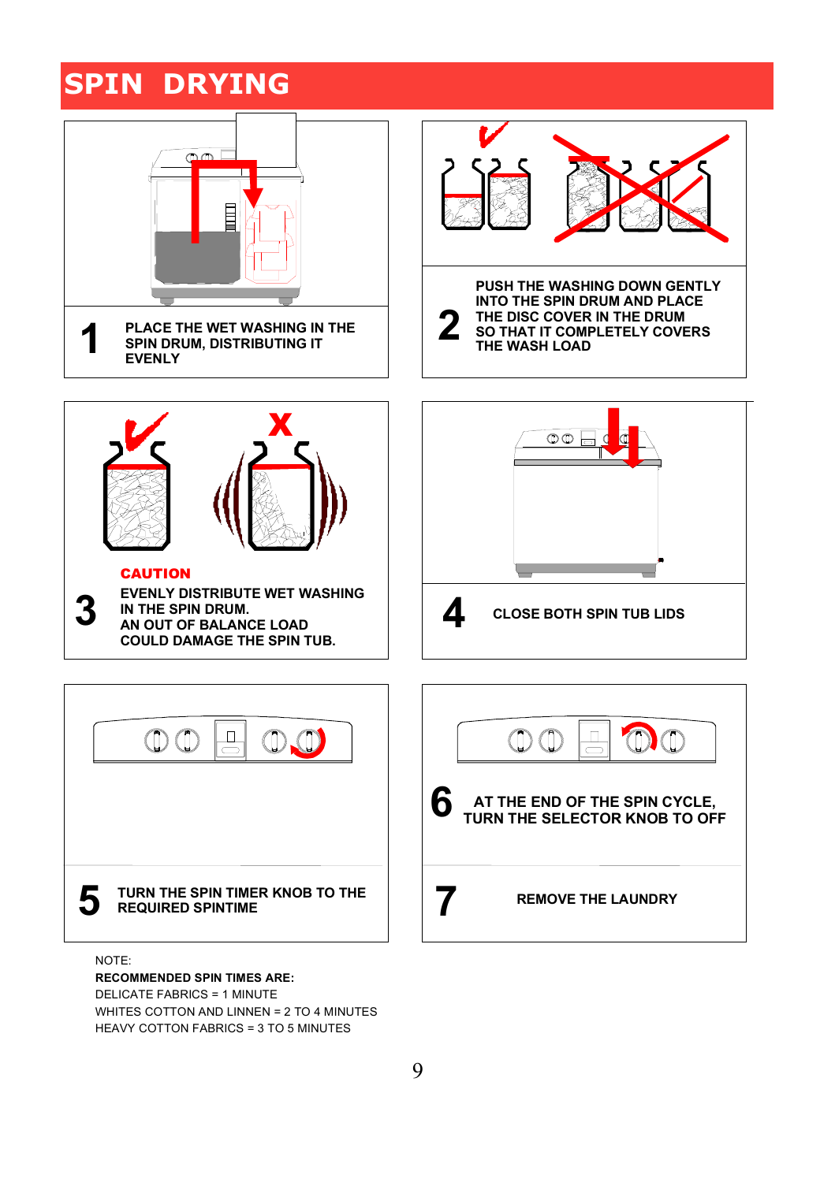# SPIN DRYING

**1** PLACE THE WET WASHING IN THE SPIN DRUM, DISTRIBUTING IT EVENLY

**2** PUSH THE WASHING DOWN GENTLY INTO THE SPIN DRUM AND PLACE THE DISC COVER IN THE DRUM SO THAT IT COMPLETELY COVERS THE WASH LOAD

**3** **CAUTION**
EVENLY DISTRIBUTE WET WASHING IN THE SPIN DRUM.
AN OUT OF BALANCE LOAD COULD DAMAGE THE SPIN TUB.

**4** CLOSE BOTH SPIN TUB LIDS

**5** TURN THE SPIN TIMER KNOB TO THE REQUIRED SPINTIME

**6** AT THE END OF THE SPIN CYCLE, TURN THE SELECTOR KNOB TO OFF

**7** REMOVE THE LAUNDRY

NOTE:
**RECOMMENDED SPIN TIMES ARE:**
DELICATE FABRICS = 1 MINUTE
WHITES COTTON AND LINNEN = 2 TO 4 MINUTES
HEAVY COTTON FABRICS = 3 TO 5 MINUTES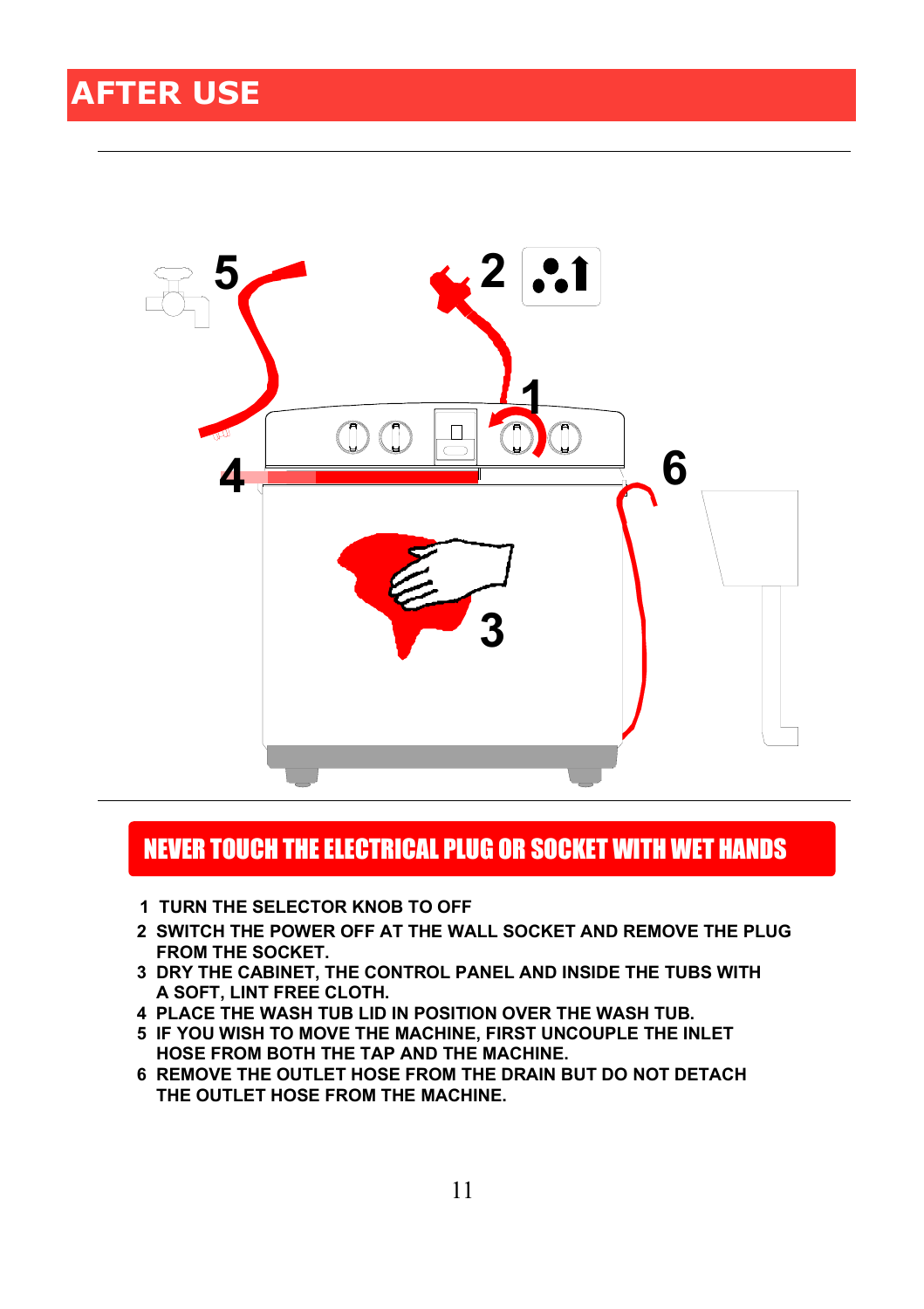# AFTER USE

**NEVER TOUCH THE ELECTRICAL PLUG OR SOCKET WITH WET HANDS**

1. TURN THE SELECTOR KNOB TO OFF
2. SWITCH THE POWER OFF AT THE WALL SOCKET AND REMOVE THE PLUG FROM THE SOCKET.
3. DRY THE CABINET, THE CONTROL PANEL AND INSIDE THE TUBS WITH A SOFT, LINT FREE CLOTH.
4. PLACE THE WASH TUB LID IN POSITION OVER THE WASH TUB.
5. IF YOU WISH TO MOVE THE MACHINE, FIRST UNCOUPLE THE INLET HOSE FROM BOTH THE TAP AND THE MACHINE.
6. REMOVE THE OUTLET HOSE FROM THE DRAIN BUT DO NOT DETACH THE OUTLET HOSE FROM THE MACHINE.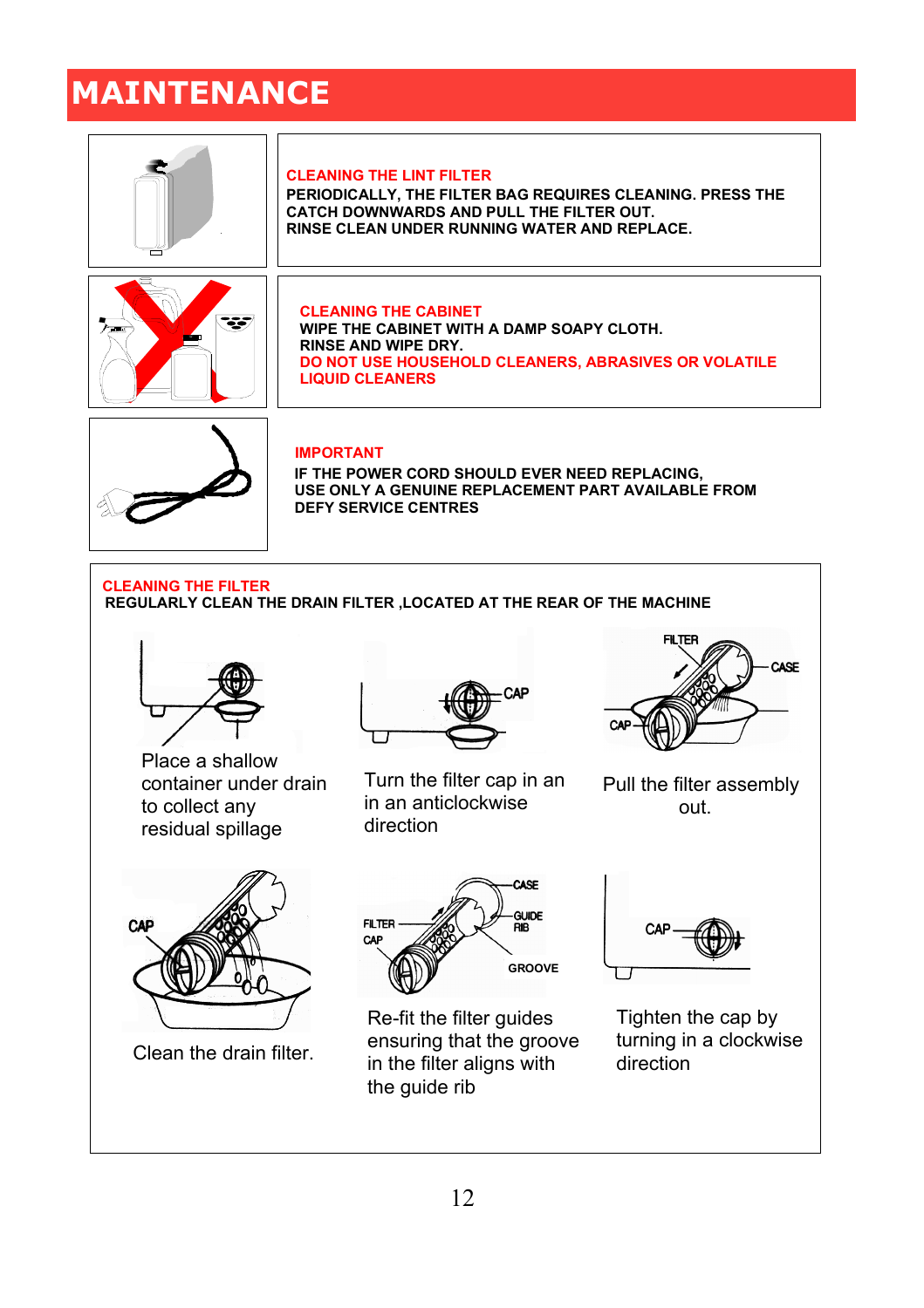# MAINTENANCE

**CLEANING THE LINT FILTER**

**PERIODICALLY, THE FILTER BAG REQUIRES CLEANING. PRESS THE CATCH DOWNWARDS AND PULL THE FILTER OUT. RINSE CLEAN UNDER RUNNING WATER AND REPLACE.**

**CLEANING THE CABINET**

**WIPE THE CABINET WITH A DAMP SOAPY CLOTH. RINSE AND WIPE DRY.**

**DO NOT USE HOUSEHOLD CLEANERS, ABRASIVES OR VOLATILE LIQUID CLEANERS**

**IMPORTANT**

**IF THE POWER CORD SHOULD EVER NEED REPLACING, USE ONLY A GENUINE REPLACEMENT PART AVAILABLE FROM DEFY SERVICE CENTRES**

**CLEANING THE FILTER**

**REGULARLY CLEAN THE DRAIN FILTER ,LOCATED AT THE REAR OF THE MACHINE**

Place a shallow container under drain to collect any residual spillage

CAP

Turn the filter cap in an in an anticlockwise direction

FILTER CASE CAP

Pull the filter assembly out.

CAP

Clean the drain filter.

CASE GUIDE RIB FILTER CAP GROOVE

Re-fit the filter guides ensuring that the groove in the filter aligns with the guide rib

CAP

Tighten the cap by turning in a clockwise direction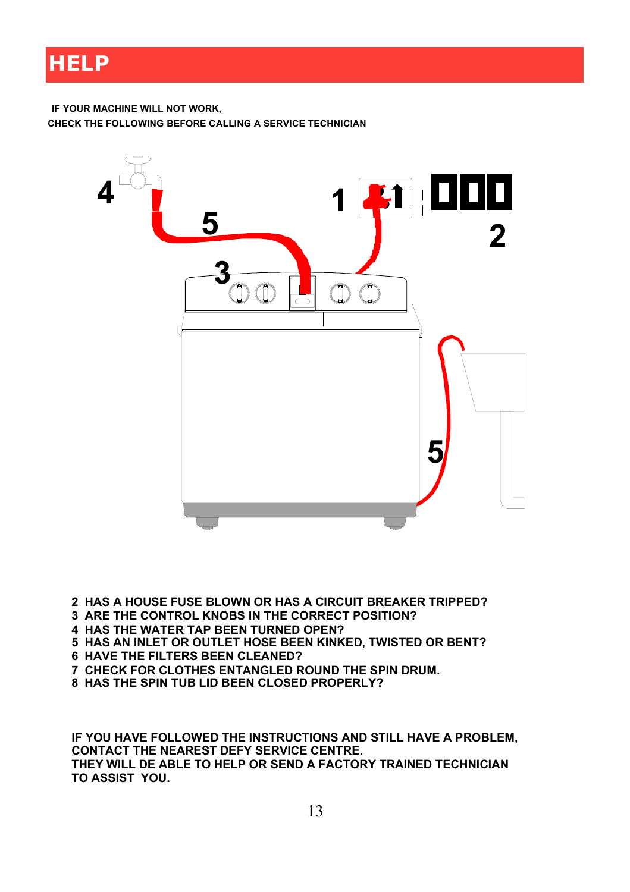# HELP

IF YOUR MACHINE WILL NOT WORK,
CHECK THE FOLLOWING BEFORE CALLING A SERVICE TECHNICIAN

2 HAS A HOUSE FUSE BLOWN OR HAS A CIRCUIT BREAKER TRIPPED?
3 ARE THE CONTROL KNOBS IN THE CORRECT POSITION?
4 HAS THE WATER TAP BEEN TURNED OPEN?
5 HAS AN INLET OR OUTLET HOSE BEEN KINKED, TWISTED OR BENT?
6 HAVE THE FILTERS BEEN CLEANED?
7 CHECK FOR CLOTHES ENTANGLED ROUND THE SPIN DRUM.
8 HAS THE SPIN TUB LID BEEN CLOSED PROPERLY?

**IF YOU HAVE FOLLOWED THE INSTRUCTIONS AND STILL HAVE A PROBLEM, CONTACT THE NEAREST DEFY SERVICE CENTRE.
THEY WILL DE ABLE TO HELP OR SEND A FACTORY TRAINED TECHNICIAN TO ASSIST YOU.**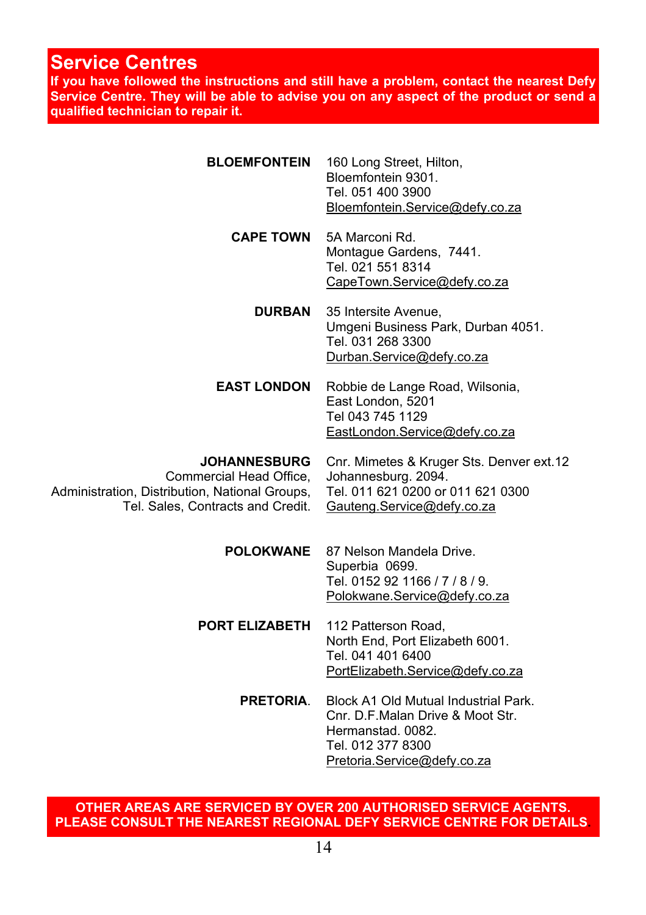## Service Centres

**If you have followed the instructions and still have a problem, contact the nearest Defy Service Centre. They will be able to advise you on any aspect of the product or send a qualified technician to repair it.**

**BLOEMFONTEIN**
160 Long Street, Hilton,
Bloemfontein 9301.
Tel. 051 400 3900
Bloemfontein.Service@defy.co.za

**CAPE TOWN**
5A Marconi Rd.
Montague Gardens, 7441.
Tel. 021 551 8314
CapeTown.Service@defy.co.za

**DURBAN**
35 Intersite Avenue,
Umgeni Business Park, Durban 4051.
Tel. 031 268 3300
Durban.Service@defy.co.za

**EAST LONDON**
Robbie de Lange Road, Wilsonia,
East London, 5201
Tel 043 745 1129
EastLondon.Service@defy.co.za

**JOHANNESBURG**
Commercial Head Office,
Administration, Distribution, National Groups,
Tel. Sales, Contracts and Credit.
Cnr. Mimetes & Kruger Sts. Denver ext.12
Johannesburg. 2094.
Tel. 011 621 0200 or 011 621 0300
Gauteng.Service@defy.co.za

**POLOKWANE**
87 Nelson Mandela Drive.
Superbia 0699.
Tel. 0152 92 1166 / 7 / 8 / 9.
Polokwane.Service@defy.co.za

**PORT ELIZABETH**
112 Patterson Road,
North End, Port Elizabeth 6001.
Tel. 041 401 6400
PortElizabeth.Service@defy.co.za

**PRETORIA**.
Block A1 Old Mutual Industrial Park.
Cnr. D.F.Malan Drive & Moot Str.
Hermanstad. 0082.
Tel. 012 377 8300
Pretoria.Service@defy.co.za

**OTHER AREAS ARE SERVICED BY OVER 200 AUTHORISED SERVICE AGENTS. PLEASE CONSULT THE NEAREST REGIONAL DEFY SERVICE CENTRE FOR DETAILS.**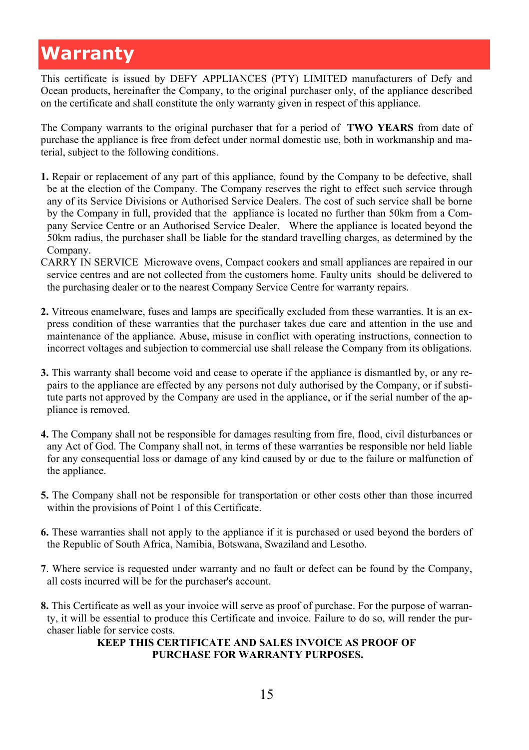# Warranty

This certificate is issued by DEFY APPLIANCES (PTY) LIMITED manufacturers of Defy and Ocean products, hereinafter the Company, to the original purchaser only, of the appliance described on the certificate and shall constitute the only warranty given in respect of this appliance.

The Company warrants to the original purchaser that for a period of **TWO YEARS** from date of purchase the appliance is free from defect under normal domestic use, both in workmanship and material, subject to the following conditions.

**1.** Repair or replacement of any part of this appliance, found by the Company to be defective, shall be at the election of the Company. The Company reserves the right to effect such service through any of its Service Divisions or Authorised Service Dealers. The cost of such service shall be borne by the Company in full, provided that the appliance is located no further than 50km from a Company Service Centre or an Authorised Service Dealer. Where the appliance is located beyond the 50km radius, the purchaser shall be liable for the standard travelling charges, as determined by the Company.

CARRY IN SERVICE Microwave ovens, Compact cookers and small appliances are repaired in our service centres and are not collected from the customers home. Faulty units should be delivered to the purchasing dealer or to the nearest Company Service Centre for warranty repairs.

**2.** Vitreous enamelware, fuses and lamps are specifically excluded from these warranties. It is an express condition of these warranties that the purchaser takes due care and attention in the use and maintenance of the appliance. Abuse, misuse in conflict with operating instructions, connection to incorrect voltages and subjection to commercial use shall release the Company from its obligations.

**3.** This warranty shall become void and cease to operate if the appliance is dismantled by, or any repairs to the appliance are effected by any persons not duly authorised by the Company, or if substitute parts not approved by the Company are used in the appliance, or if the serial number of the appliance is removed.

**4.** The Company shall not be responsible for damages resulting from fire, flood, civil disturbances or any Act of God. The Company shall not, in terms of these warranties be responsible nor held liable for any consequential loss or damage of any kind caused by or due to the failure or malfunction of the appliance.

**5.** The Company shall not be responsible for transportation or other costs other than those incurred within the provisions of Point 1 of this Certificate.

**6.** These warranties shall not apply to the appliance if it is purchased or used beyond the borders of the Republic of South Africa, Namibia, Botswana, Swaziland and Lesotho.

**7**. Where service is requested under warranty and no fault or defect can be found by the Company, all costs incurred will be for the purchaser's account.

**8.** This Certificate as well as your invoice will serve as proof of purchase. For the purpose of warranty, it will be essential to produce this Certificate and invoice. Failure to do so, will render the purchaser liable for service costs.

**KEEP THIS CERTIFICATE AND SALES INVOICE AS PROOF OF PURCHASE FOR WARRANTY PURPOSES.**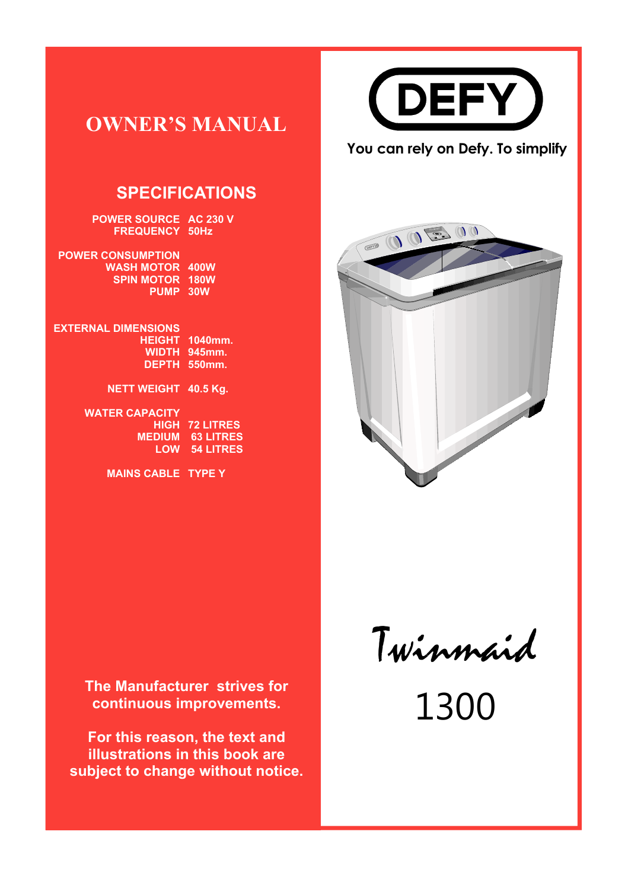# OWNER'S MANUAL

## SPECIFICATIONS

| | |
|---|---|
| POWER SOURCE | AC 230 V |
| FREQUENCY | 50Hz |
| POWER CONSUMPTION | |
| WASH MOTOR | 400W |
| SPIN MOTOR | 180W |
| PUMP | 30W |
| EXTERNAL DIMENSIONS | |
| HEIGHT | 1040mm. |
| WIDTH | 945mm. |
| DEPTH | 550mm. |
| NETT WEIGHT | 40.5 Kg. |
| WATER CAPACITY | |
| HIGH | 72 LITRES |
| MEDIUM | 63 LITRES |
| LOW | 54 LITRES |
| MAINS CABLE | TYPE Y |

**The Manufacturer strives for continuous improvements.**

**For this reason, the text and illustrations in this book are subject to change without notice.**

DEFY

**You can rely on Defy. To simplify**

*Twinmaid*

1300